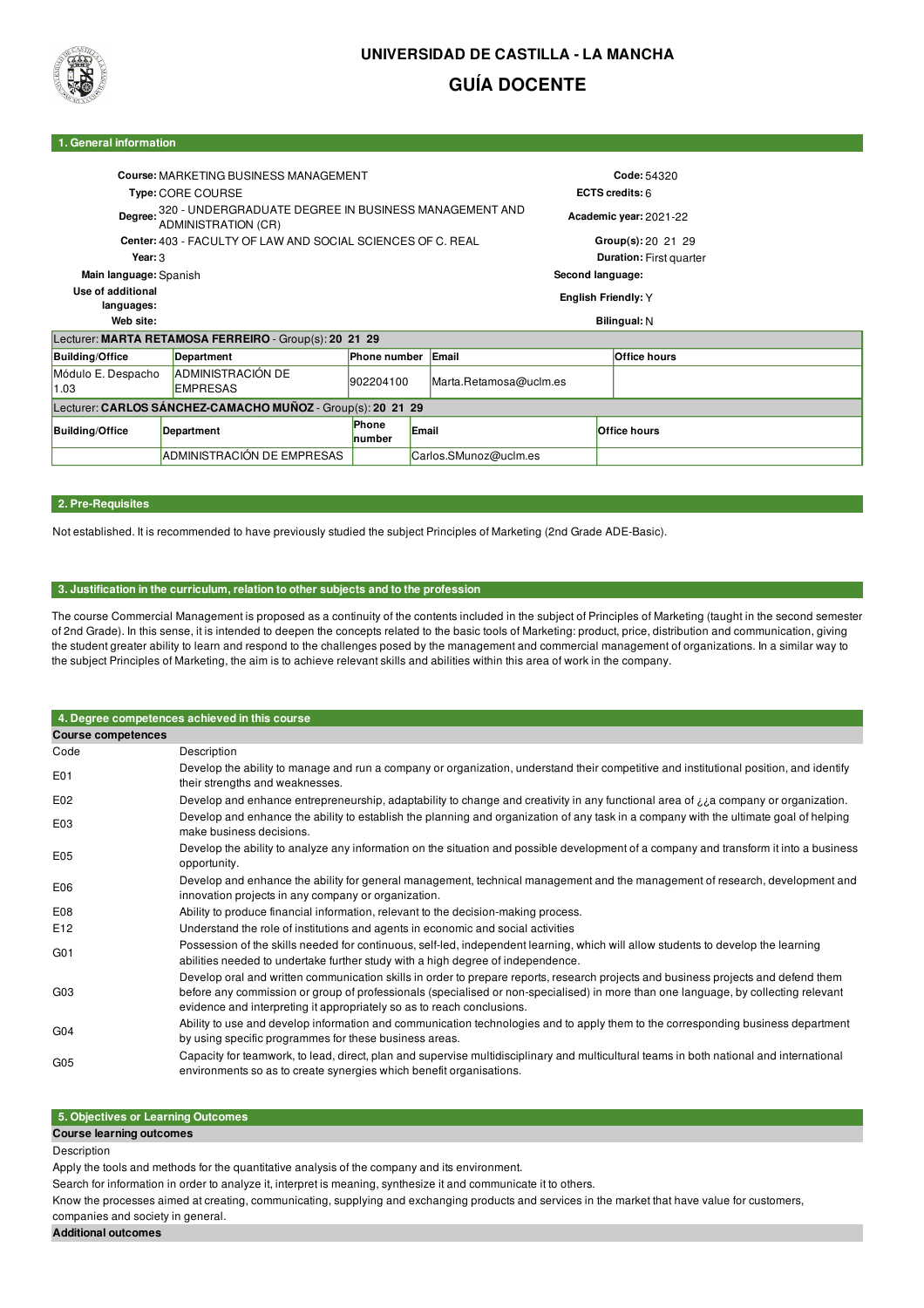# UNIVERSIDAD DE CASTILLA - LA MANCHA

## GUÍA DOCENTE

### 1. General information

| | | | |
|---|---|---|---|
| **Course:** | MARKETING BUSINESS MANAGEMENT | **Code:** | 54320 |
| **Type:** | CORE COURSE | **ECTS credits:** | 6 |
| **Degree:** | 320 - UNDERGRADUATE DEGREE IN BUSINESS MANAGEMENT AND ADMINISTRATION (CR) | **Academic year:** | 2021-22 |
| **Center:** | 403 - FACULTY OF LAW AND SOCIAL SCIENCES OF C. REAL | **Group(s):** | 20 21 29 |
| **Year:** | 3 | **Duration:** | First quarter |
| **Main language:** | Spanish | **Second language:** | |
| **Use of additional languages:** | | **English Friendly:** | Y |
| **Web site:** | | **Bilingual:** | N |

Lecturer: **MARTA RETAMOSA FERREIRO** - Group(s): **20 21 29**

| Building/Office | Department | Phone number | Email | Office hours |
|---|---|---|---|---|
| Módulo E. Despacho 1.03 | ADMINISTRACIÓN DE EMPRESAS | 902204100 | Marta.Retamosa@uclm.es | |

Lecturer: **CARLOS SÁNCHEZ-CAMACHO MUÑOZ** - Group(s): **20 21 29**

| Building/Office | Department | Phone number | Email | Office hours |
|---|---|---|---|---|
| | ADMINISTRACIÓN DE EMPRESAS | | Carlos.SMunoz@uclm.es | |

### 2. Pre-Requisites

Not established. It is recommended to have previously studied the subject Principles of Marketing (2nd Grade ADE-Basic).

### 3. Justification in the curriculum, relation to other subjects and to the profession

The course Commercial Management is proposed as a continuity of the contents included in the subject of Principles of Marketing (taught in the second semester of 2nd Grade). In this sense, it is intended to deepen the concepts related to the basic tools of Marketing: product, price, distribution and communication, giving the student greater ability to learn and respond to the challenges posed by the management and commercial management of organizations. In a similar way to the subject Principles of Marketing, the aim is to achieve relevant skills and abilities within this area of work in the company.

### 4. Degree competences achieved in this course

**Course competences**

| Code | Description |
|---|---|
| E01 | Develop the ability to manage and run a company or organization, understand their competitive and institutional position, and identify their strengths and weaknesses. |
| E02 | Develop and enhance entrepreneurship, adaptability to change and creativity in any functional area of ¿¿a company or organization. |
| E03 | Develop and enhance the ability to establish the planning and organization of any task in a company with the ultimate goal of helping make business decisions. |
| E05 | Develop the ability to analyze any information on the situation and possible development of a company and transform it into a business opportunity. |
| E06 | Develop and enhance the ability for general management, technical management and the management of research, development and innovation projects in any company or organization. |
| E08 | Ability to produce financial information, relevant to the decision-making process. |
| E12 | Understand the role of institutions and agents in economic and social activities |
| G01 | Possession of the skills needed for continuous, self-led, independent learning, which will allow students to develop the learning abilities needed to undertake further study with a high degree of independence. |
| G03 | Develop oral and written communication skills in order to prepare reports, research projects and business projects and defend them before any commission or group of professionals (specialised or non-specialised) in more than one language, by collecting relevant evidence and interpreting it appropriately so as to reach conclusions. |
| G04 | Ability to use and develop information and communication technologies and to apply them to the corresponding business department by using specific programmes for these business areas. |
| G05 | Capacity for teamwork, to lead, direct, plan and supervise multidisciplinary and multicultural teams in both national and international environments so as to create synergies which benefit organisations. |

### 5. Objectives or Learning Outcomes

**Course learning outcomes**

Description

Apply the tools and methods for the quantitative analysis of the company and its environment.

Search for information in order to analyze it, interpret is meaning, synthesize it and communicate it to others.

Know the processes aimed at creating, communicating, supplying and exchanging products and services in the market that have value for customers, companies and society in general.

**Additional outcomes**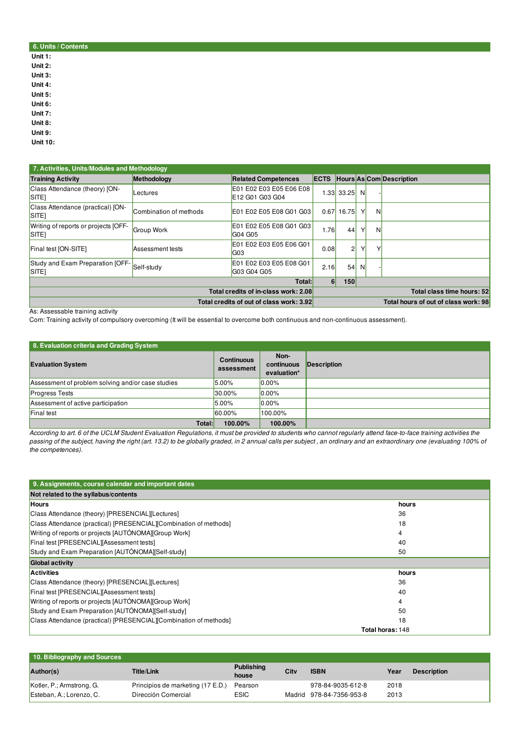## 6. Units / Contents

**Unit 1:**
**Unit 2:**
**Unit 3:**
**Unit 4:**
**Unit 5:**
**Unit 6:**
**Unit 7:**
**Unit 8:**
**Unit 9:**
**Unit 10:**

## 7. Activities, Units/Modules and Methodology

| Training Activity | Methodology | Related Competences | ECTS | Hours | As | Com | Description |
|---|---|---|---|---|---|---|---|
| Class Attendance (theory) [ON-SITE] | Lectures | E01 E02 E03 E05 E06 E08 E12 G01 G03 G04 | 1.33 | 33.25 | N | - | |
| Class Attendance (practical) [ON-SITE] | Combination of methods | E01 E02 E05 E08 G01 G03 | 0.67 | 16.75 | Y | N | |
| Writing of reports or projects [OFF-SITE] | Group Work | E01 E02 E05 E08 G01 G03 G04 G05 | 1.76 | 44 | Y | N | |
| Final test [ON-SITE] | Assessment tests | E01 E02 E03 E05 E06 G01 G03 | 0.08 | 2 | Y | Y | |
| Study and Exam Preparation [OFF-SITE] | Self-study | E01 E02 E03 E05 E08 G01 G03 G04 G05 | 2.16 | 54 | N | - | |
| | | Total: | 6 | 150 | | | |
| | | Total credits of in-class work: 2.08 | | | | | Total class time hours: 52 |
| | | Total credits of out of class work: 3.92 | | | | | Total hours of out of class work: 98 |

As: Assessable training activity
Com: Training activity of compulsory overcoming (It will be essential to overcome both continuous and non-continuous assessment).

## 8. Evaluation criteria and Grading System

| Evaluation System | Continuous assessment | Non-continuous evaluation* | Description |
|---|---|---|---|
| Assessment of problem solving and/or case studies | 5.00% | 0.00% | |
| Progress Tests | 30.00% | 0.00% | |
| Assessment of active participation | 5.00% | 0.00% | |
| Final test | 60.00% | 100.00% | |
| **Total:** | **100.00%** | **100.00%** | |

*According to art. 6 of the UCLM Student Evaluation Regulations, it must be provided to students who cannot regularly attend face-to-face training activities the passing of the subject, having the right (art. 13.2) to be globally graded, in 2 annual calls per subject , an ordinary and an extraordinary one (evaluating 100% of the competences).*

## 9. Assignments, course calendar and important dates

**Not related to the syllabus/contents**

| Hours | hours |
|---|---|
| Class Attendance (theory) [PRESENCIAL][Lectures] | 36 |
| Class Attendance (practical) [PRESENCIAL][Combination of methods] | 18 |
| Writing of reports or projects [AUTÓNOMA][Group Work] | 4 |
| Final test [PRESENCIAL][Assessment tests] | 40 |
| Study and Exam Preparation [AUTÓNOMA][Self-study] | 50 |

**Global activity**

| Activities | hours |
|---|---|
| Class Attendance (theory) [PRESENCIAL][Lectures] | 36 |
| Final test [PRESENCIAL][Assessment tests] | 40 |
| Writing of reports or projects [AUTÓNOMA][Group Work] | 4 |
| Study and Exam Preparation [AUTÓNOMA][Self-study] | 50 |
| Class Attendance (practical) [PRESENCIAL][Combination of methods] | 18 |
| **Total horas:** | 148 |

## 10. Bibliography and Sources

| Author(s) | Title/Link | Publishing house | City | ISBN | Year | Description |
|---|---|---|---|---|---|---|
| Kotler, P.; Armstrong, G. | Principios de marketing (17 E.D.) | Pearson | | 978-84-9035-612-8 | 2018 | |
| Esteban, A.; Lorenzo, C. | Dirección Comercial | ESIC | Madrid | 978-84-7356-953-8 | 2013 | |